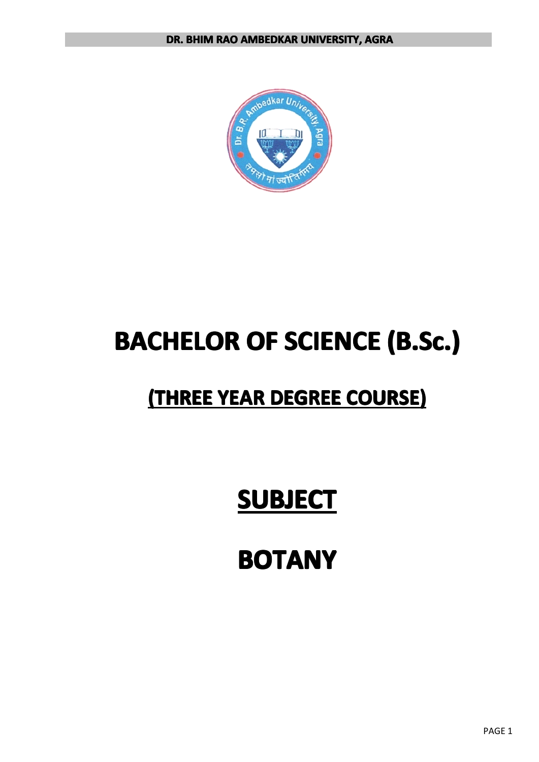DR. BHIM RAO AMBEDKAR UNIVERSITY, AGRA

# BACHELOR OF SCIENCE (B.Sc.)

## (THREE YEAR DEGREE COURSE)

# SUBJECT

# BOTANY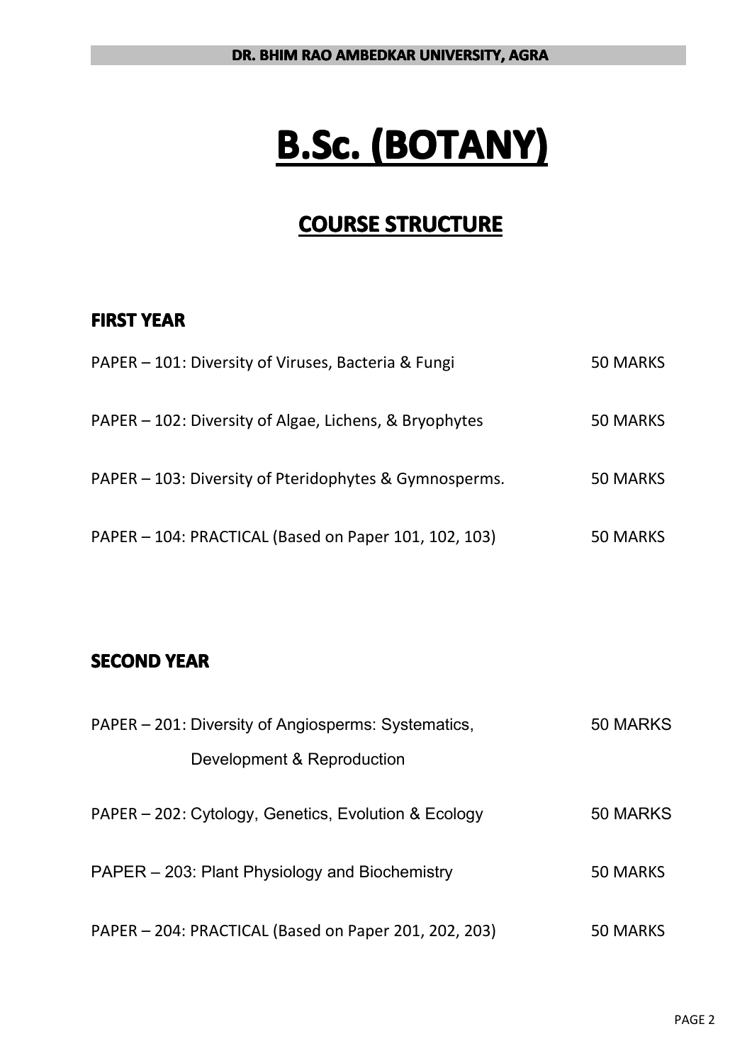# B.Sc. (BOTANY)

## COURSE STRUCTURE

### FIRST YEAR

| Paper | Marks |
|---|---|
| PAPER – 101: Diversity of Viruses, Bacteria & Fungi | 50 MARKS |
| PAPER – 102: Diversity of Algae, Lichens, & Bryophytes | 50 MARKS |
| PAPER – 103: Diversity of Pteridophytes & Gymnosperms. | 50 MARKS |
| PAPER – 104: PRACTICAL (Based on Paper 101, 102, 103) | 50 MARKS |

### SECOND YEAR

| Paper | Marks |
|---|---|
| PAPER – 201: Diversity of Angiosperms: Systematics, Development & Reproduction | 50 MARKS |
| PAPER – 202: Cytology, Genetics, Evolution & Ecology | 50 MARKS |
| PAPER – 203: Plant Physiology and Biochemistry | 50 MARKS |
| PAPER – 204: PRACTICAL (Based on Paper 201, 202, 203) | 50 MARKS |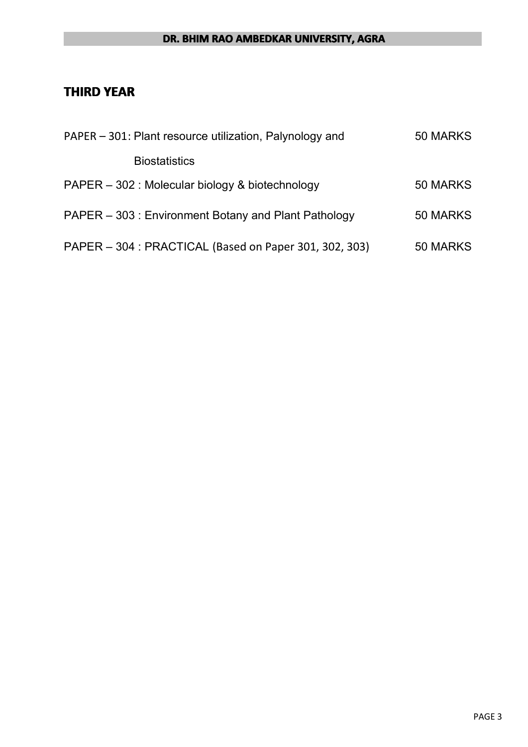## THIRD YEAR

| | |
|---|---|
| PAPER – 301: Plant resource utilization, Palynology and Biostatistics | 50 MARKS |
| PAPER – 302 : Molecular biology & biotechnology | 50 MARKS |
| PAPER – 303 : Environment Botany and Plant Pathology | 50 MARKS |
| PAPER – 304 : PRACTICAL (Based on Paper 301, 302, 303) | 50 MARKS |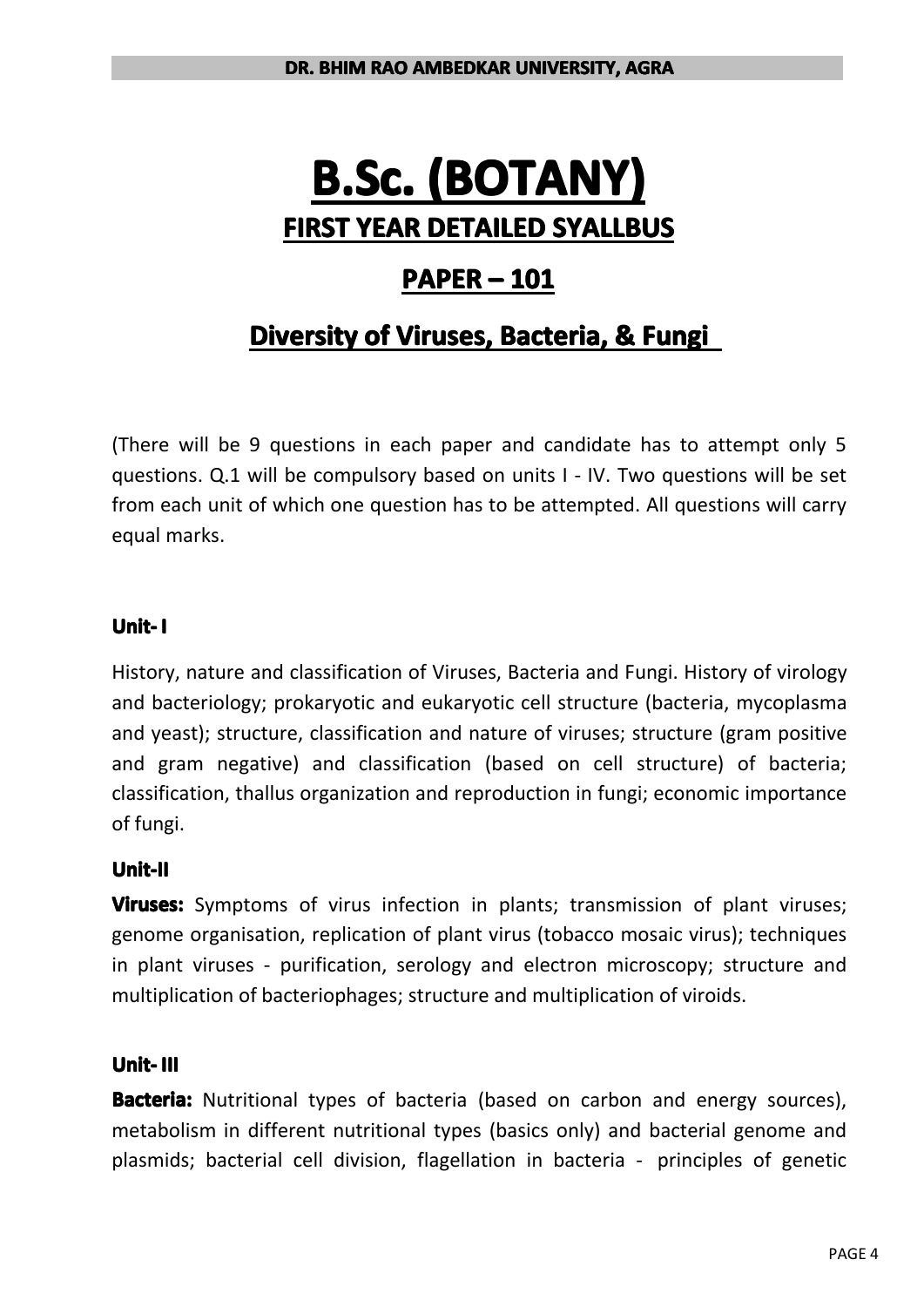# B.Sc. (BOTANY)

## FIRST YEAR DETAILED SYALLBUS

## PAPER – 101

## Diversity of Viruses, Bacteria, & Fungi

(There will be 9 questions in each paper and candidate has to attempt only 5 questions. Q.1 will be compulsory based on units I - IV. Two questions will be set from each unit of which one question has to be attempted. All questions will carry equal marks.

### Unit- I

History, nature and classification of Viruses, Bacteria and Fungi. History of virology and bacteriology; prokaryotic and eukaryotic cell structure (bacteria, mycoplasma and yeast); structure, classification and nature of viruses; structure (gram positive and gram negative) and classification (based on cell structure) of bacteria; classification, thallus organization and reproduction in fungi; economic importance of fungi.

### Unit-II

**Viruses:** Symptoms of virus infection in plants; transmission of plant viruses; genome organisation, replication of plant virus (tobacco mosaic virus); techniques in plant viruses - purification, serology and electron microscopy; structure and multiplication of bacteriophages; structure and multiplication of viroids.

### Unit- III

**Bacteria:** Nutritional types of bacteria (based on carbon and energy sources), metabolism in different nutritional types (basics only) and bacterial genome and plasmids; bacterial cell division, flagellation in bacteria - principles of genetic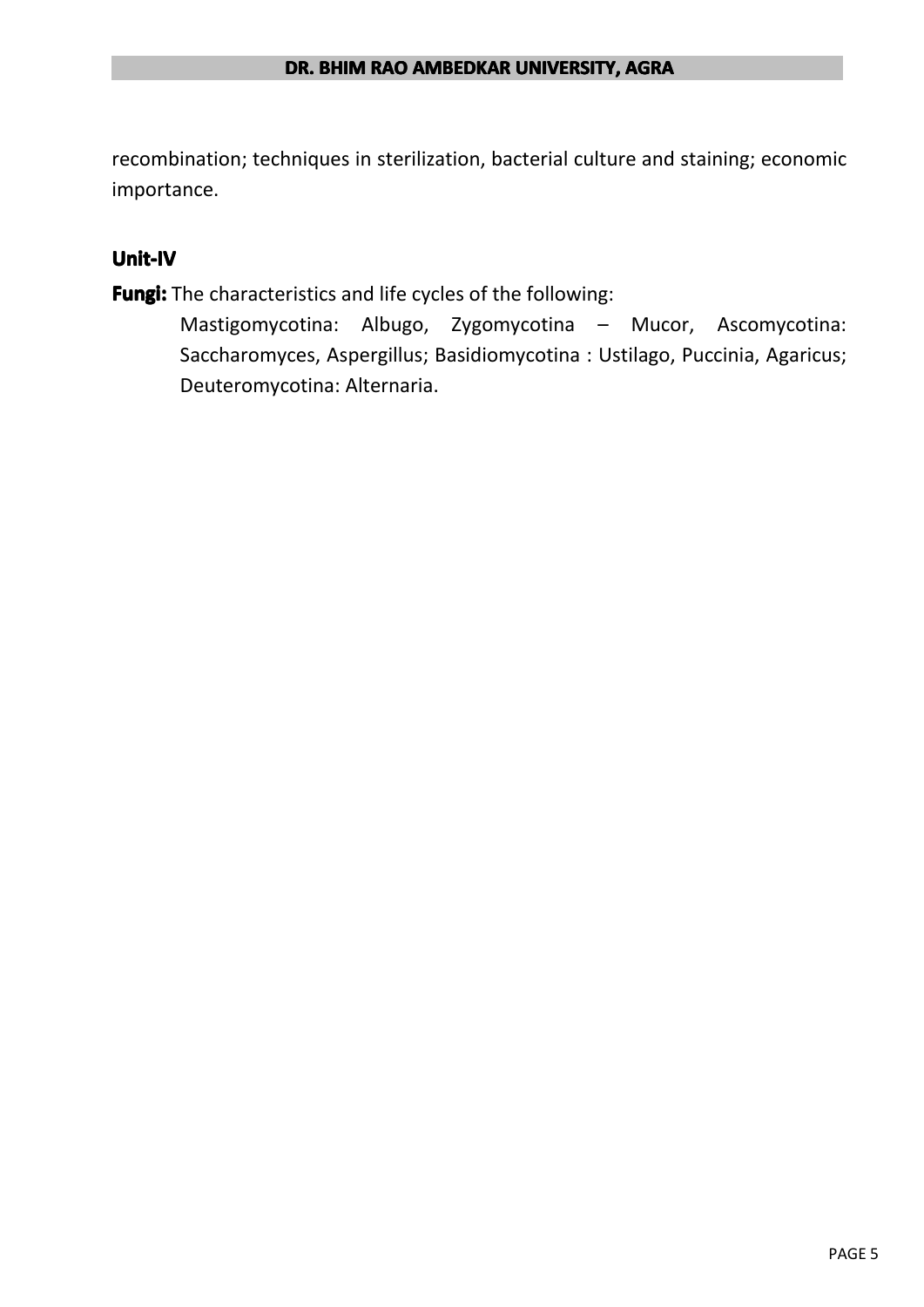recombination; techniques in sterilization, bacterial culture and staining; economic importance.

## Unit-IV

**Fungi:** The characteristics and life cycles of the following:

Mastigomycotina: Albugo, Zygomycotina – Mucor, Ascomycotina: Saccharomyces, Aspergillus; Basidiomycotina : Ustilago, Puccinia, Agaricus; Deuteromycotina: Alternaria.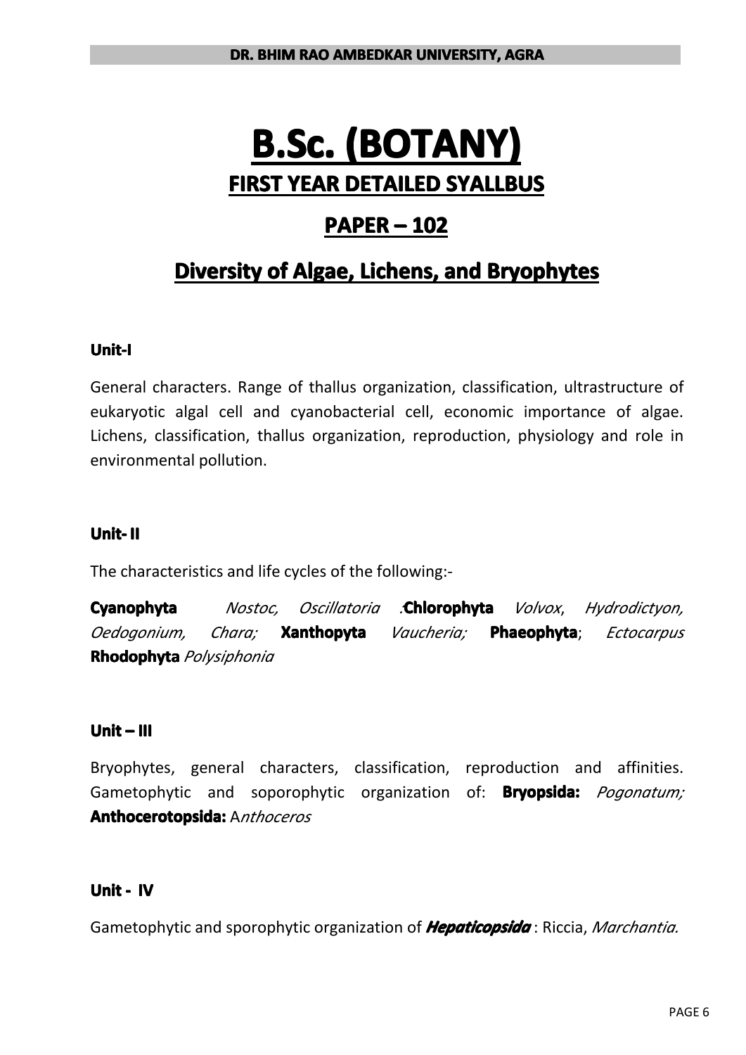# B.Sc. (BOTANY)

## FIRST YEAR DETAILED SYALLBUS

## PAPER – 102

## Diversity of Algae, Lichens, and Bryophytes

### Unit-I

General characters. Range of thallus organization, classification, ultrastructure of eukaryotic algal cell and cyanobacterial cell, economic importance of algae. Lichens, classification, thallus organization, reproduction, physiology and role in environmental pollution.

### Unit- II

The characteristics and life cycles of the following:-

**Cyanophyta** *Nostoc, Oscillatoria .***Chlorophyta** *Volvox*, *Hydrodictyon, Oedogonium, Chara;* **Xanthopyta** *Vaucheria;* **Phaeophyta**; *Ectocarpus* **Rhodophyta** *Polysiphonia*

### Unit – III

Bryophytes, general characters, classification, reproduction and affinities. Gametophytic and soporophytic organization of: **Bryopsida:** *Pogonatum;* **Anthocerotopsida:** A*nthoceros*

### Unit - IV

Gametophytic and sporophytic organization of ***Hepaticopsida*** : Riccia, *Marchantia.*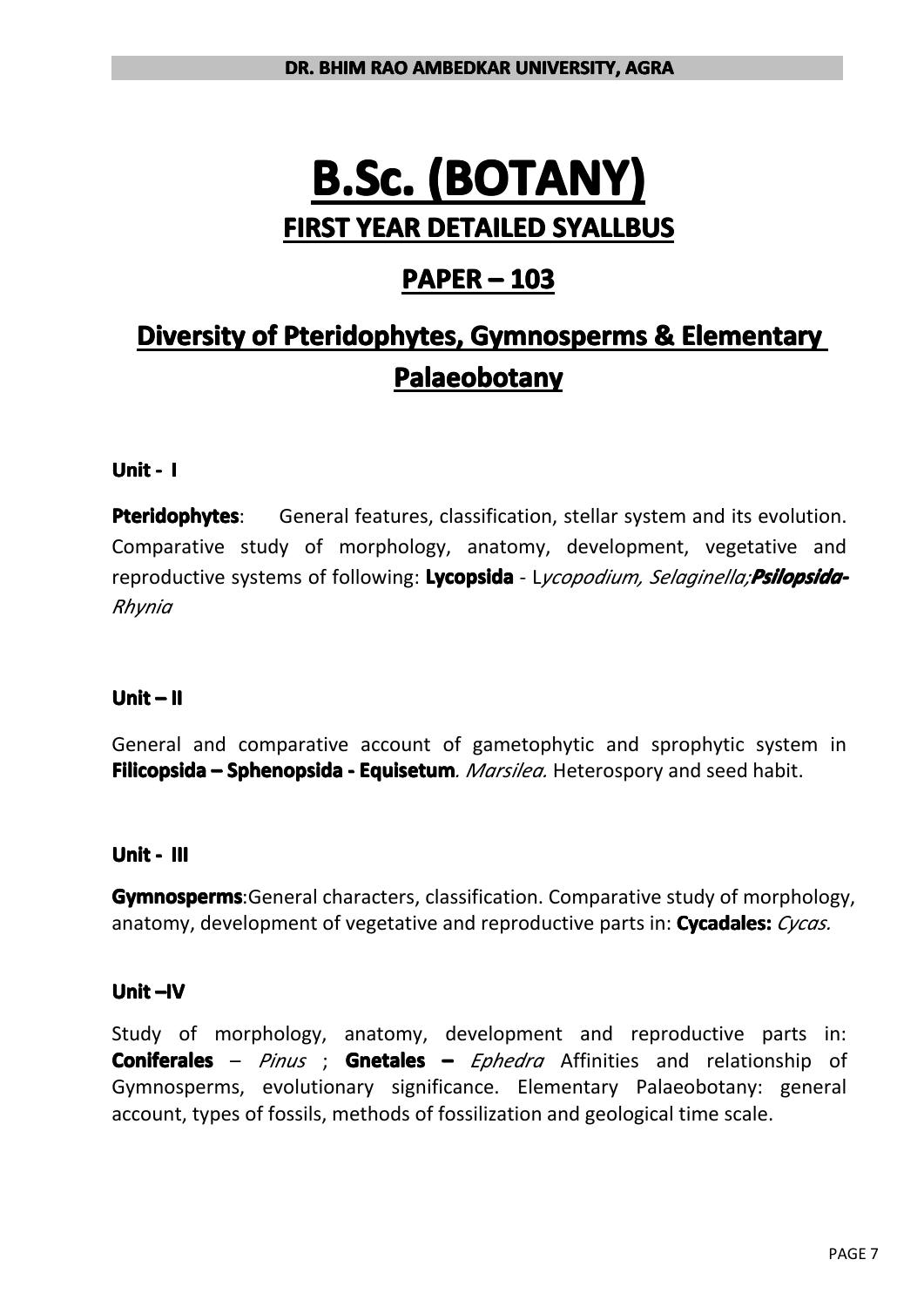# B.Sc. (BOTANY)

## FIRST YEAR DETAILED SYALLBUS

## PAPER – 103

## Diversity of Pteridophytes, Gymnosperms & Elementary Palaeobotany

### Unit - I

**Pteridophytes**: General features, classification, stellar system and its evolution. Comparative study of morphology, anatomy, development, vegetative and reproductive systems of following: **Lycopsida** - L*ycopodium, Selaginella;* ***Psilopsida-*** *Rhynia*

### Unit – II

General and comparative account of gametophytic and sprophytic system in **Filicopsida – Sphenopsida - Equisetum***. Marsilea.* Heterospory and seed habit.

### Unit - III

**Gymnosperms**:General characters, classification. Comparative study of morphology, anatomy, development of vegetative and reproductive parts in: **Cycadales:** *Cycas.*

### Unit –IV

Study of morphology, anatomy, development and reproductive parts in: **Coniferales** – *Pinus* ; **Gnetales –** *Ephedra* Affinities and relationship of Gymnosperms, evolutionary significance. Elementary Palaeobotany: general account, types of fossils, methods of fossilization and geological time scale.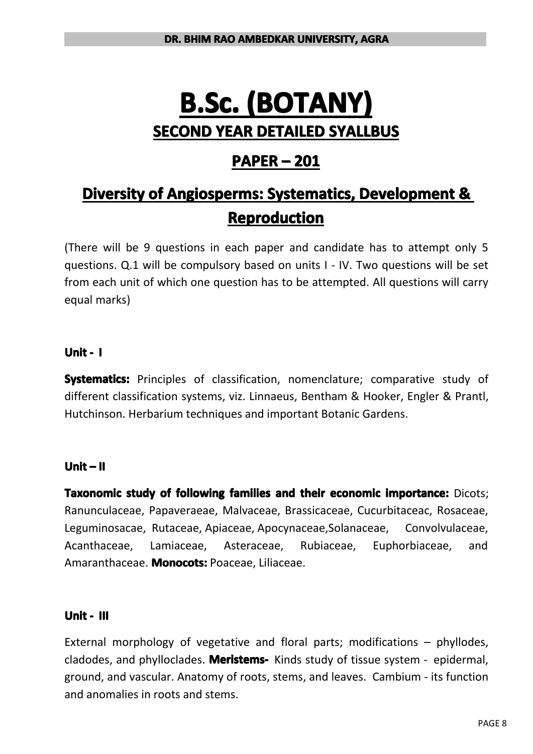# B.Sc. (BOTANY)

## SECOND YEAR DETAILED SYALLBUS

## PAPER – 201

## Diversity of Angiosperms: Systematics, Development & Reproduction

(There will be 9 questions in each paper and candidate has to attempt only 5 questions. Q.1 will be compulsory based on units I - IV. Two questions will be set from each unit of which one question has to be attempted. All questions will carry equal marks)

### Unit - I

**Systematics:** Principles of classification, nomenclature; comparative study of different classification systems, viz. Linnaeus, Bentham & Hooker, Engler & Prantl, Hutchinson. Herbarium techniques and important Botanic Gardens.

### Unit – II

**Taxonomic study of following families and their economic importance:** Dicots; Ranunculaceae, Papaveraeae, Malvaceae, Brassicaceae, Cucurbitaceac, Rosaceae, Leguminosacae, Rutaceae, Apiaceae, Apocynaceae,Solanaceae, Convolvulaceae, Acanthaceae, Lamiaceae, Asteraceae, Rubiaceae, Euphorbiaceae, and Amaranthaceae. **Monocots:** Poaceae, Liliaceae.

### Unit - III

External morphology of vegetative and floral parts; modifications – phyllodes, cladodes, and phylloclades. **Meristems-** Kinds study of tissue system - epidermal, ground, and vascular. Anatomy of roots, stems, and leaves. Cambium - its function and anomalies in roots and stems.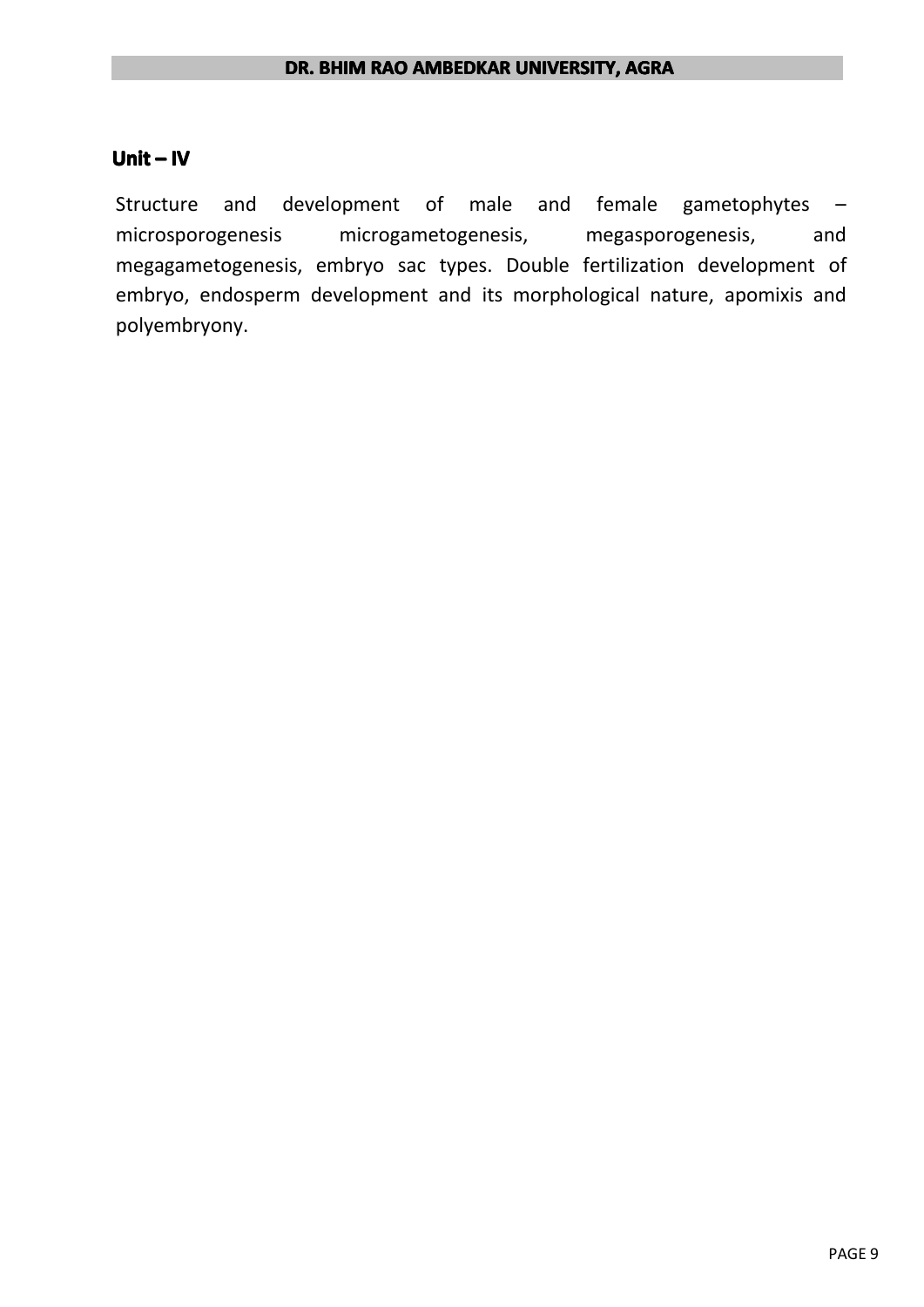## Unit – IV

Structure and development of male and female gametophytes – microsporogenesis microgametogenesis, megasporogenesis, and megagametogenesis, embryo sac types. Double fertilization development of embryo, endosperm development and its morphological nature, apomixis and polyembryony.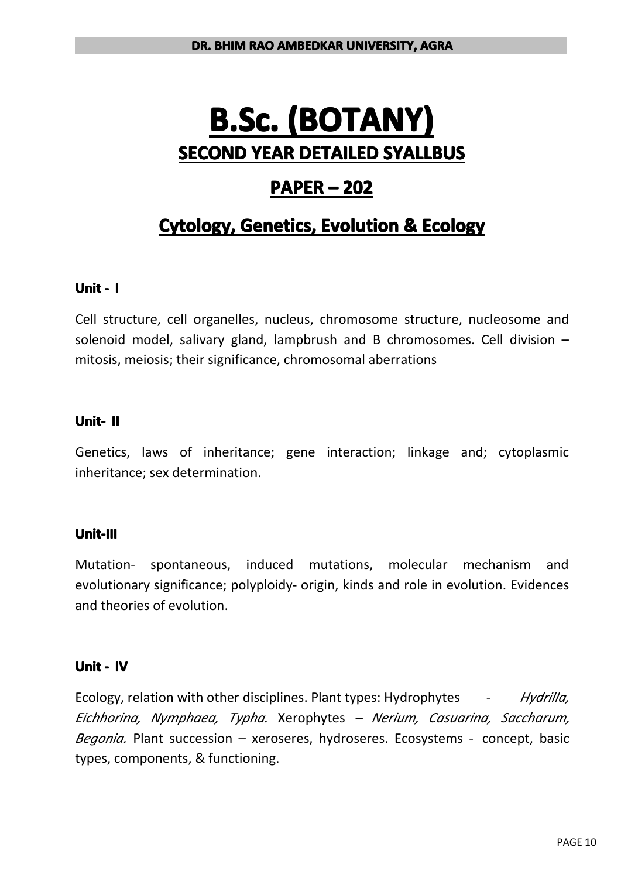# B.Sc. (BOTANY)

## SECOND YEAR DETAILED SYALLBUS

## PAPER – 202

## Cytology, Genetics, Evolution & Ecology

### Unit - I

Cell structure, cell organelles, nucleus, chromosome structure, nucleosome and solenoid model, salivary gland, lampbrush and B chromosomes. Cell division – mitosis, meiosis; their significance, chromosomal aberrations

### Unit- II

Genetics, laws of inheritance; gene interaction; linkage and; cytoplasmic inheritance; sex determination.

### Unit-III

Mutation- spontaneous, induced mutations, molecular mechanism and evolutionary significance; polyploidy- origin, kinds and role in evolution. Evidences and theories of evolution.

### Unit - IV

Ecology, relation with other disciplines. Plant types: Hydrophytes - *Hydrilla, Eichhorina, Nymphaea, Typha.* Xerophytes – *Nerium, Casuarina, Saccharum, Begonia.* Plant succession – xeroseres, hydroseres. Ecosystems - concept, basic types, components, & functioning.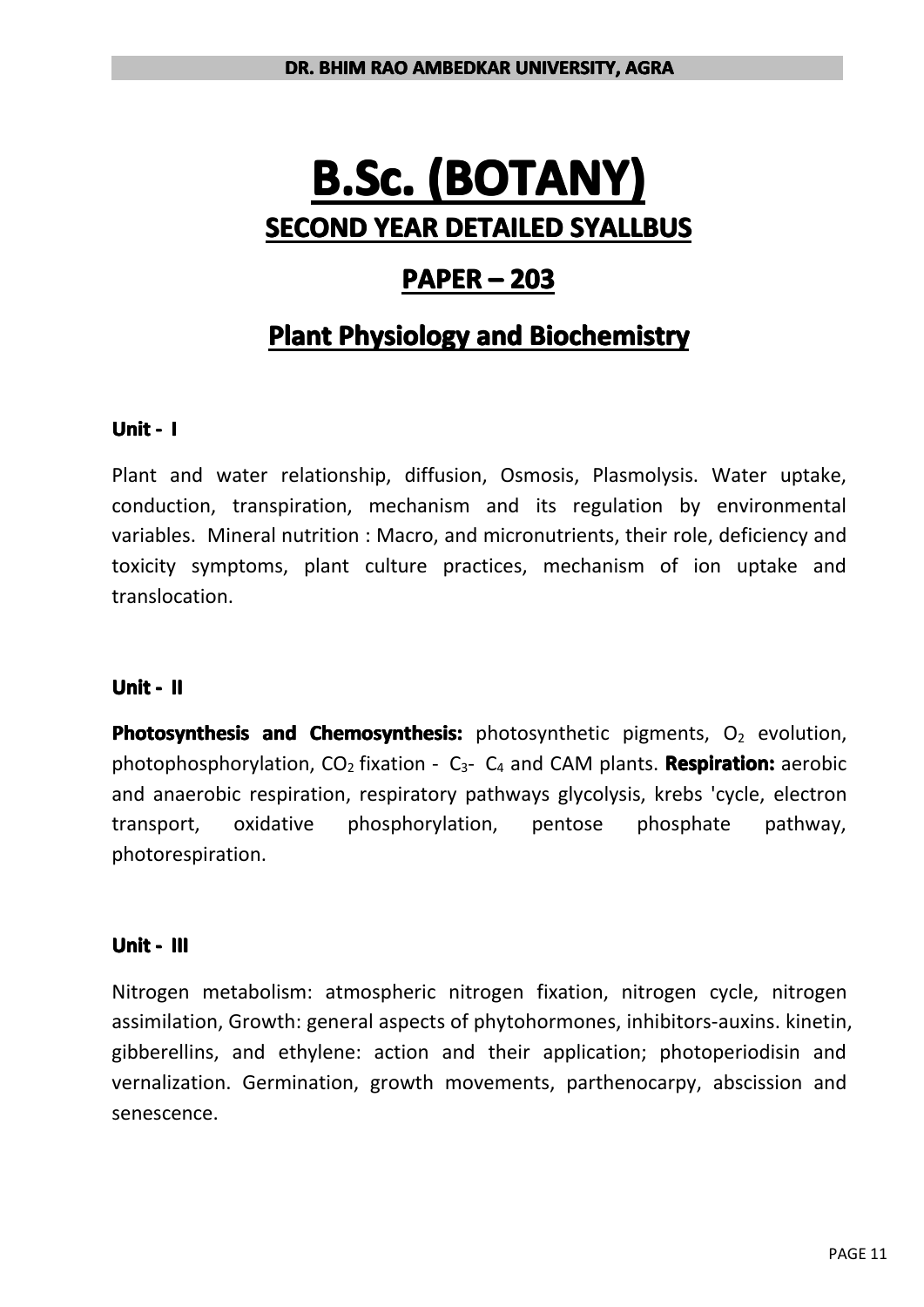# B.Sc. (BOTANY)

## SECOND YEAR DETAILED SYALLBUS

## PAPER – 203

## Plant Physiology and Biochemistry

### Unit - I

Plant and water relationship, diffusion, Osmosis, Plasmolysis. Water uptake, conduction, transpiration, mechanism and its regulation by environmental variables. Mineral nutrition : Macro, and micronutrients, their role, deficiency and toxicity symptoms, plant culture practices, mechanism of ion uptake and translocation.

### Unit - II

**Photosynthesis and Chemosynthesis:** photosynthetic pigments, $O_2$ evolution, photophosphorylation, $CO_2$ fixation - $C_3$- $C_4$ and CAM plants. **Respiration:** aerobic and anaerobic respiration, respiratory pathways glycolysis, krebs 'cycle, electron transport, oxidative phosphorylation, pentose phosphate pathway, photorespiration.

### Unit - III

Nitrogen metabolism: atmospheric nitrogen fixation, nitrogen cycle, nitrogen assimilation, Growth: general aspects of phytohormones, inhibitors-auxins. kinetin, gibberellins, and ethylene: action and their application; photoperiodisin and vernalization. Germination, growth movements, parthenocarpy, abscission and senescence.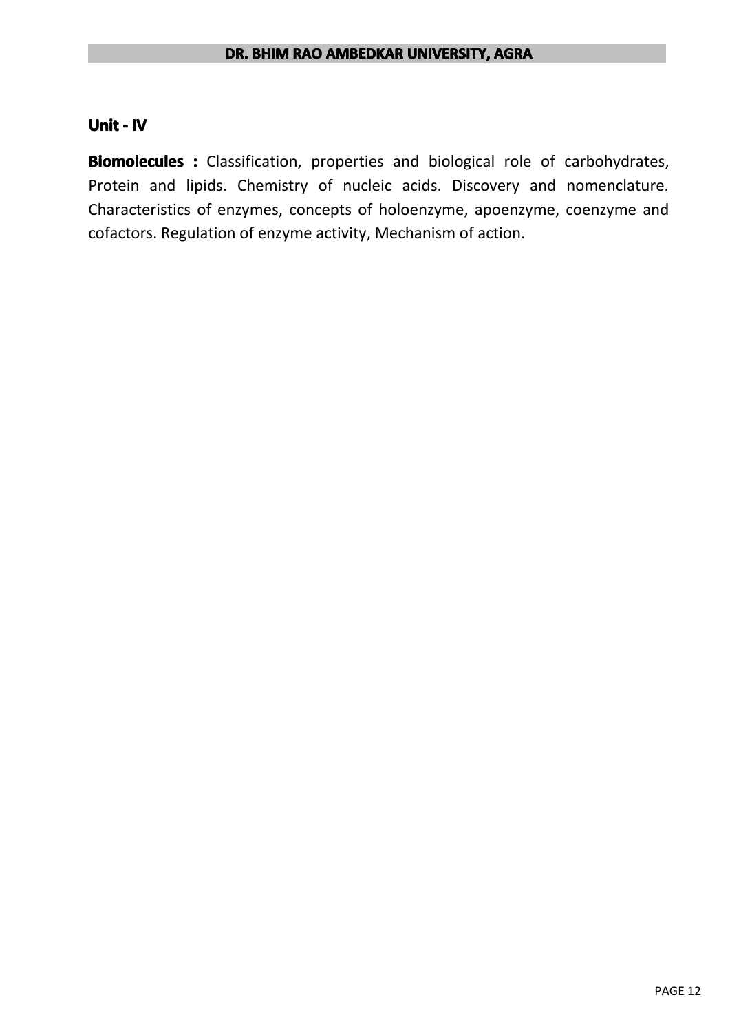## Unit - IV

**Biomolecules :** Classification, properties and biological role of carbohydrates, Protein and lipids. Chemistry of nucleic acids. Discovery and nomenclature. Characteristics of enzymes, concepts of holoenzyme, apoenzyme, coenzyme and cofactors. Regulation of enzyme activity, Mechanism of action.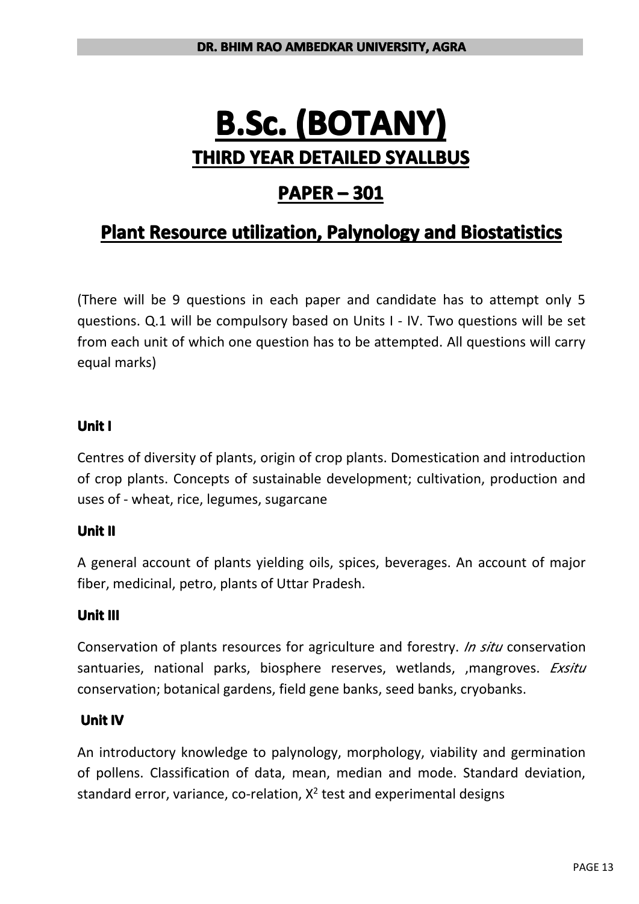# B.Sc. (BOTANY)

## THIRD YEAR DETAILED SYALLBUS

## PAPER – 301

## Plant Resource utilization, Palynology and Biostatistics

(There will be 9 questions in each paper and candidate has to attempt only 5 questions. Q.1 will be compulsory based on Units I - IV. Two questions will be set from each unit of which one question has to be attempted. All questions will carry equal marks)

### Unit I

Centres of diversity of plants, origin of crop plants. Domestication and introduction of crop plants. Concepts of sustainable development; cultivation, production and uses of - wheat, rice, legumes, sugarcane

### Unit II

A general account of plants yielding oils, spices, beverages. An account of major fiber, medicinal, petro, plants of Uttar Pradesh.

### Unit III

Conservation of plants resources for agriculture and forestry. *In situ* conservation santuaries, national parks, biosphere reserves, wetlands, ,mangroves. *Exsitu* conservation; botanical gardens, field gene banks, seed banks, cryobanks.

### Unit IV

An introductory knowledge to palynology, morphology, viability and germination of pollens. Classification of data, mean, median and mode. Standard deviation, standard error, variance, co-relation, $X^2$ test and experimental designs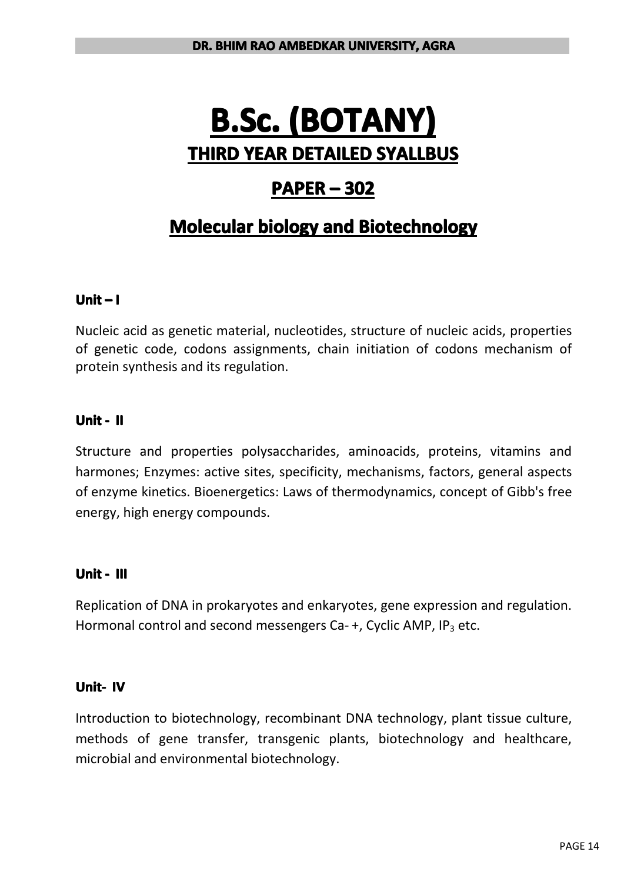# B.Sc. (BOTANY)

## THIRD YEAR DETAILED SYALLBUS

## PAPER – 302

## Molecular biology and Biotechnology

### Unit – I

Nucleic acid as genetic material, nucleotides, structure of nucleic acids, properties of genetic code, codons assignments, chain initiation of codons mechanism of protein synthesis and its regulation.

### Unit - II

Structure and properties polysaccharides, aminoacids, proteins, vitamins and harmones; Enzymes: active sites, specificity, mechanisms, factors, general aspects of enzyme kinetics. Bioenergetics: Laws of thermodynamics, concept of Gibb's free energy, high energy compounds.

### Unit - III

Replication of DNA in prokaryotes and enkaryotes, gene expression and regulation. Hormonal control and second messengers Ca- +, Cyclic AMP, $IP_3$ etc.

### Unit- IV

Introduction to biotechnology, recombinant DNA technology, plant tissue culture, methods of gene transfer, transgenic plants, biotechnology and healthcare, microbial and environmental biotechnology.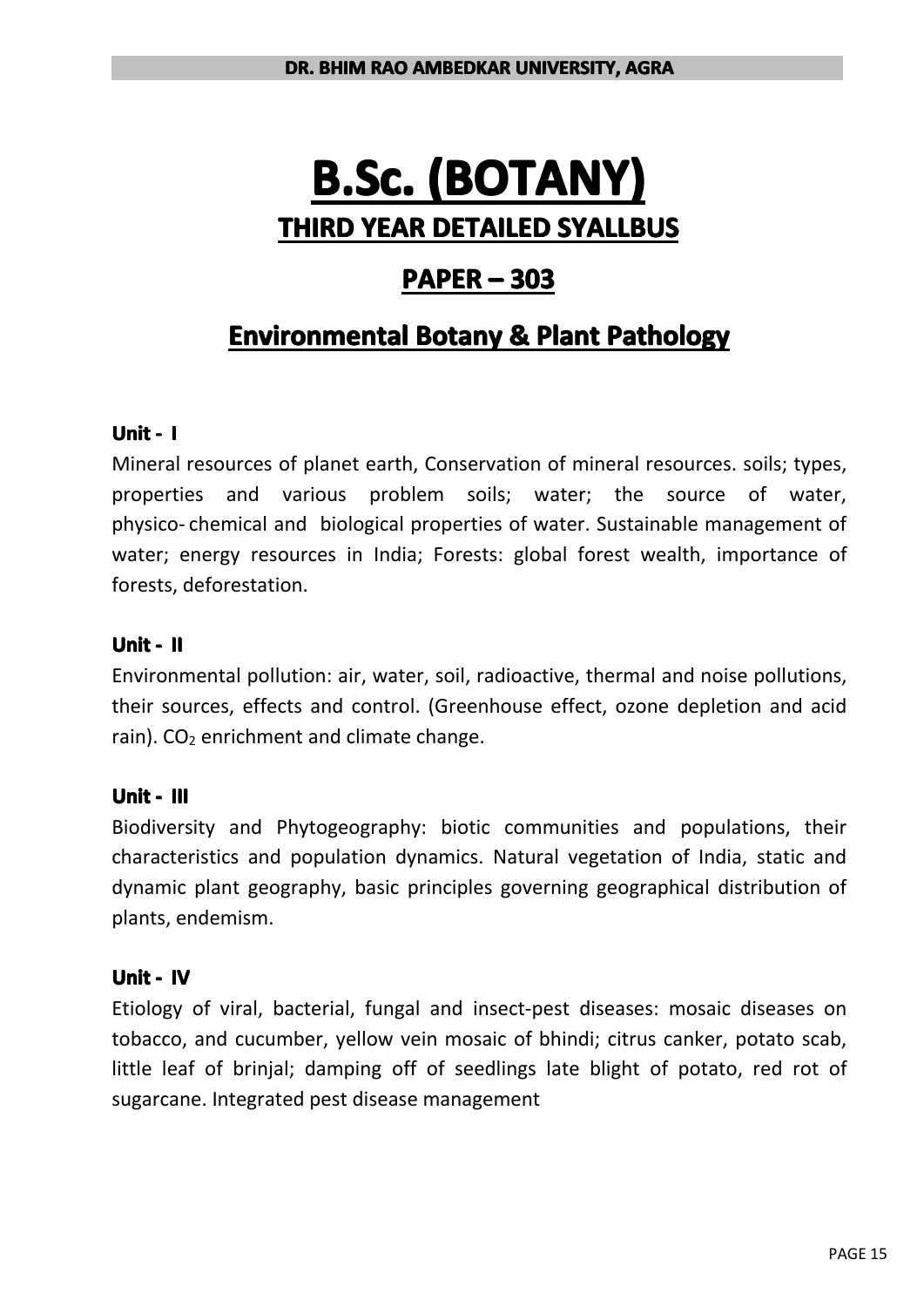# B.Sc. (BOTANY)

## THIRD YEAR DETAILED SYALLBUS

## PAPER – 303

## Environmental Botany & Plant Pathology

**Unit - I**

Mineral resources of planet earth, Conservation of mineral resources. soils; types, properties and various problem soils; water; the source of water, physico- chemical and biological properties of water. Sustainable management of water; energy resources in India; Forests: global forest wealth, importance of forests, deforestation.

**Unit - II**

Environmental pollution: air, water, soil, radioactive, thermal and noise pollutions, their sources, effects and control. (Greenhouse effect, ozone depletion and acid rain). $CO_2$ enrichment and climate change.

**Unit - III**

Biodiversity and Phytogeography: biotic communities and populations, their characteristics and population dynamics. Natural vegetation of India, static and dynamic plant geography, basic principles governing geographical distribution of plants, endemism.

**Unit - IV**

Etiology of viral, bacterial, fungal and insect-pest diseases: mosaic diseases on tobacco, and cucumber, yellow vein mosaic of bhindi; citrus canker, potato scab, little leaf of brinjal; damping off of seedlings late blight of potato, red rot of sugarcane. Integrated pest disease management